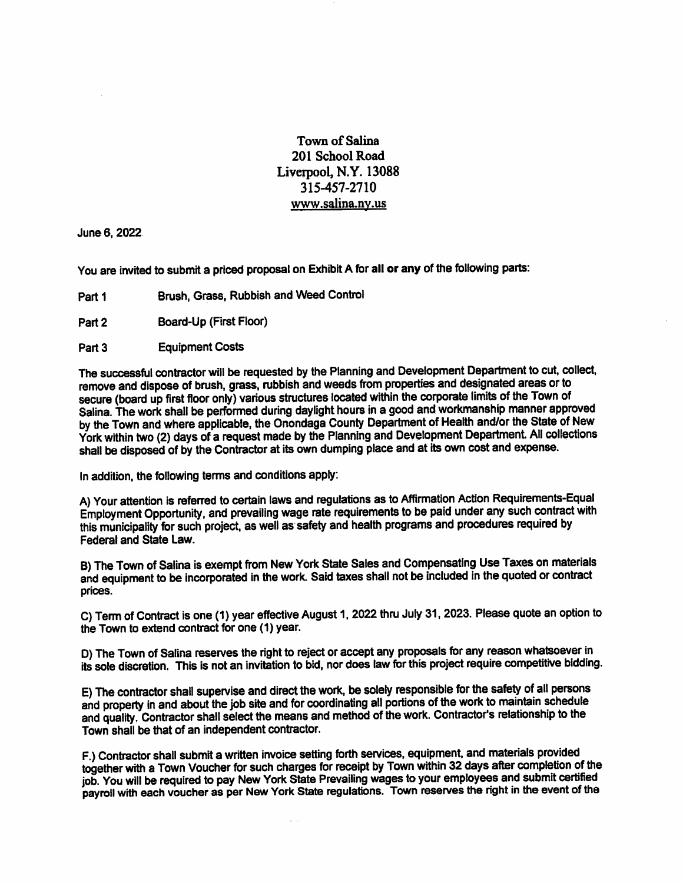Town of Salina
201 School Road
Liverpool, N.Y. 13088
315-457-2710
www.salina.ny.us

June 6, 2022

You are invited to submit a priced proposal on Exhibit A for **all or any** of the following parts:

Part 1 Brush, Grass, Rubbish and Weed Control

Part 2 Board-Up (First Floor)

Part 3 Equipment Costs

The successful contractor will be requested by the Planning and Development Department to cut, collect, remove and dispose of brush, grass, rubbish and weeds from properties and designated areas or to secure (board up first floor only) various structures located within the corporate limits of the Town of Salina. The work shall be performed during daylight hours in a good and workmanship manner approved by the Town and where applicable, the Onondaga County Department of Health and/or the State of New York within two (2) days of a request made by the Planning and Development Department. All collections shall be disposed of by the Contractor at its own dumping place and at its own cost and expense.

In addition, the following terms and conditions apply:

A) Your attention is referred to certain laws and regulations as to Affirmation Action Requirements-Equal Employment Opportunity, and prevailing wage rate requirements to be paid under any such contract with this municipality for such project, as well as safety and health programs and procedures required by Federal and State Law.

B) The Town of Salina is exempt from New York State Sales and Compensating Use Taxes on materials and equipment to be incorporated in the work. Said taxes shall not be included in the quoted or contract prices.

C) Term of Contract is one (1) year effective August 1, 2022 thru July 31, 2023. Please quote an option to the Town to extend contract for one (1) year.

D) The Town of Salina reserves the right to reject or accept any proposals for any reason whatsoever in its sole discretion. This is not an invitation to bid, nor does law for this project require competitive bidding.

E) The contractor shall supervise and direct the work, be solely responsible for the safety of all persons and property in and about the job site and for coordinating all portions of the work to maintain schedule and quality. Contractor shall select the means and method of the work. Contractor's relationship to the Town shall be that of an independent contractor.

F.) Contractor shall submit a written invoice setting forth services, equipment, and materials provided together with a Town Voucher for such charges for receipt by Town within 32 days after completion of the job. You will be required to pay New York State Prevailing wages to your employees and submit certified payroll with each voucher as per New York State regulations. Town reserves the right in the event of the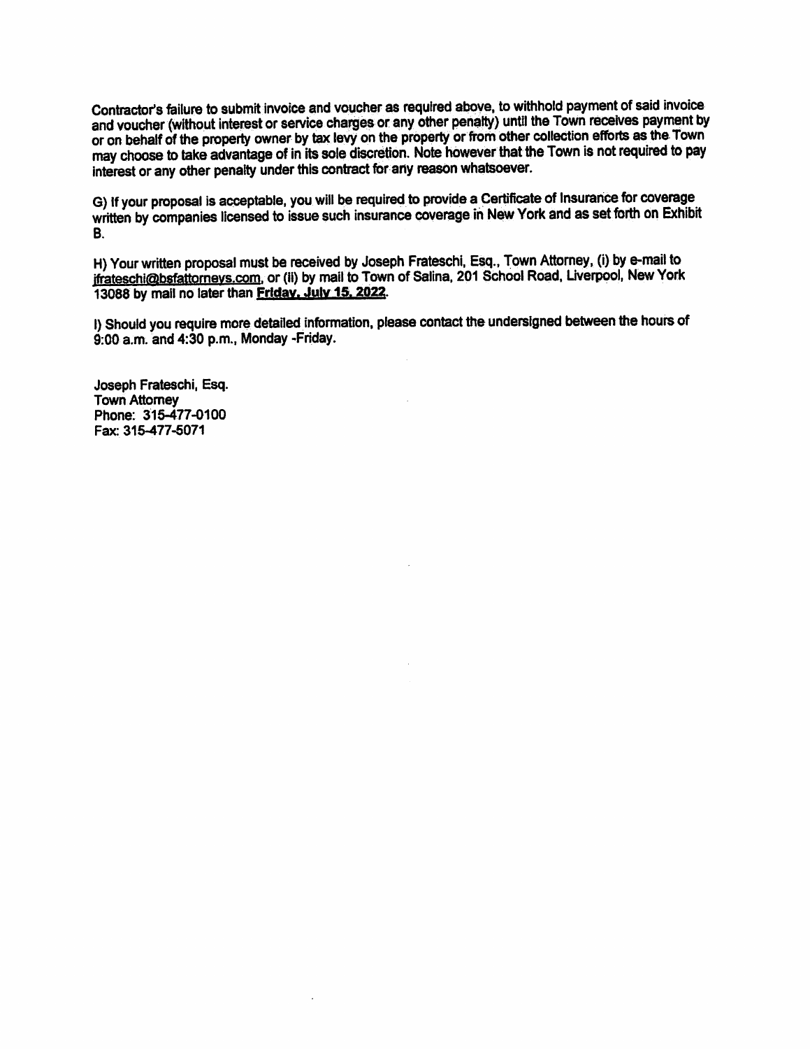Contractor's failure to submit invoice and voucher as required above, to withhold payment of said invoice and voucher (without interest or service charges or any other penalty) until the Town receives payment by or on behalf of the property owner by tax levy on the property or from other collection efforts as the Town may choose to take advantage of in its sole discretion. Note however that the Town is not required to pay interest or any other penalty under this contract for any reason whatsoever.

G) If your proposal is acceptable, you will be required to provide a Certificate of Insurance for coverage written by companies licensed to issue such insurance coverage in New York and as set forth on Exhibit B.

H) Your written proposal must be received by Joseph Frateschi, Esq., Town Attorney, (i) by e-mail to jfrateschi@bsfattorneys.com, or (ii) by mail to Town of Salina, 201 School Road, Liverpool, New York 13088 by mail no later than **Friday, July 15, 2022**.

I) Should you require more detailed information, please contact the undersigned between the hours of 9:00 a.m. and 4:30 p.m., Monday -Friday.

Joseph Frateschi, Esq.
Town Attorney
Phone: 315-477-0100
Fax: 315-477-5071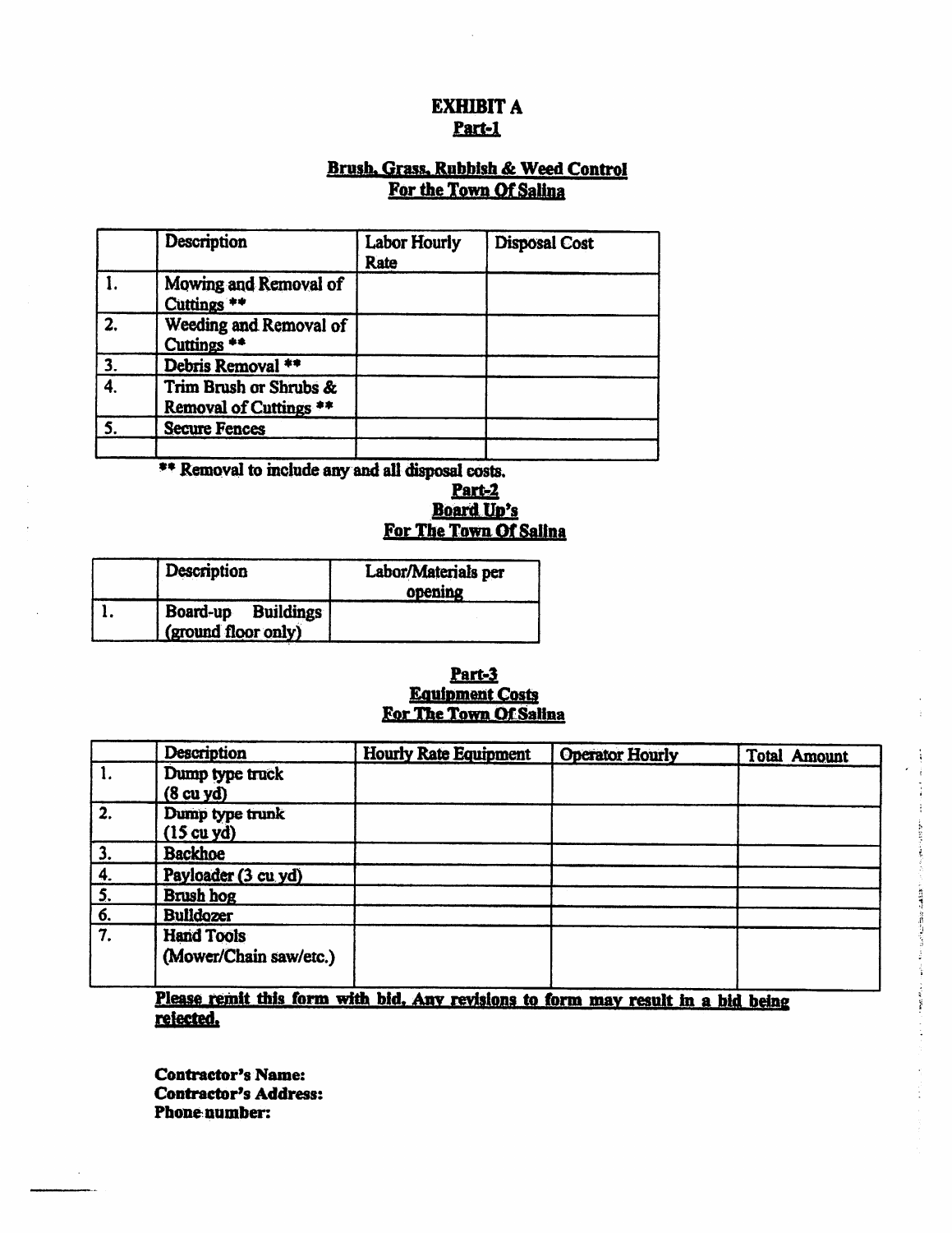# EXHIBIT A
## Part-1

### Brush, Grass, Rubbish & Weed Control
### For the Town Of Salina

| | Description | Labor Hourly Rate | Disposal Cost |
|---|---|---|---|
| 1. | Mowing and Removal of Cuttings ** | | |
| 2. | Weeding and Removal of Cuttings ** | | |
| 3. | Debris Removal ** | | |
| 4. | Trim Brush or Shrubs & Removal of Cuttings ** | | |
| 5. | Secure Fences | | |
| | | | |

**** Removal to include any and all disposal costs.**

## Part-2
### Board Up's
### For The Town Of Salina

| | Description | Labor/Materials per opening |
|---|---|---|
| 1. | Board-up Buildings (ground floor only) | |

## Part-3
### Equipment Costs
### For The Town Of Salina

| | Description | Hourly Rate Equipment | Operator Hourly | Total Amount |
|---|---|---|---|---|
| 1. | Dump type truck (8 cu yd) | | | |
| 2. | Dump type trunk (15 cu yd) | | | |
| 3. | Backhoe | | | |
| 4. | Payloader (3 cu yd) | | | |
| 5. | Brush hog | | | |
| 6. | Bulldozer | | | |
| 7. | Hand Tools (Mower/Chain saw/etc.) | | | |

**Please remit this form with bid. Any revisions to form may result in a bid being rejected.**

**Contractor's Name:**
**Contractor's Address:**
**Phone number:**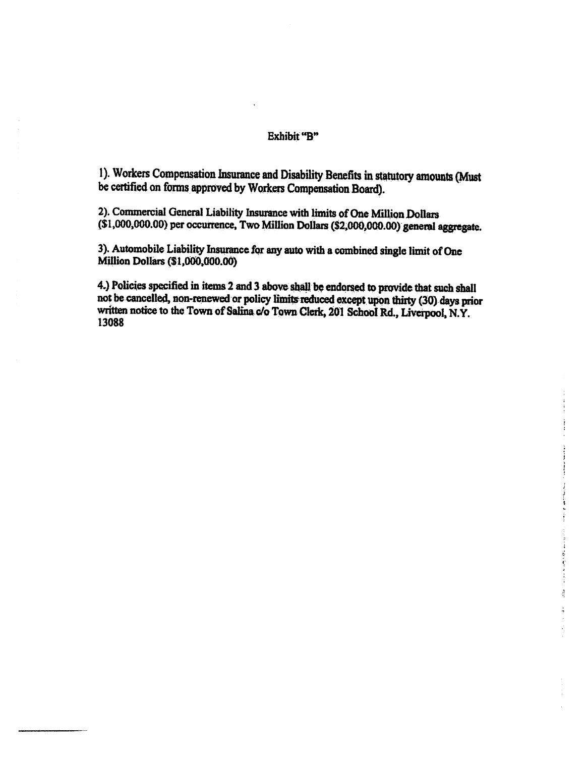## Exhibit "B"

1). Workers Compensation Insurance and Disability Benefits in statutory amounts (Must be certified on forms approved by Workers Compensation Board).

2). Commercial General Liability Insurance with limits of One Million Dollars ($1,000,000.00) per occurrence, Two Million Dollars ($2,000,000.00) general aggregate.

3). Automobile Liability Insurance for any auto with a combined single limit of One Million Dollars ($1,000,000.00)

4.) Policies specified in items 2 and 3 above shall be endorsed to provide that such shall not be cancelled, non-renewed or policy limits reduced except upon thirty (30) days prior written notice to the Town of Salina c/o Town Clerk, 201 School Rd., Liverpool, N.Y. 13088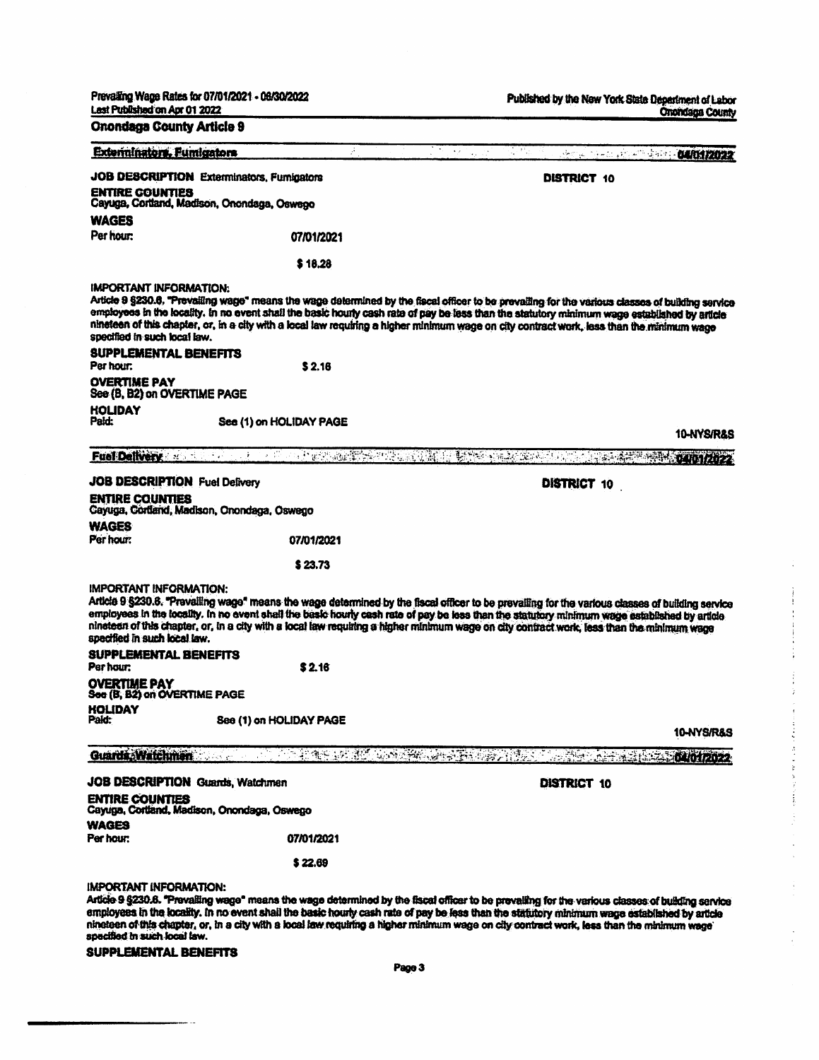## Onondaga County Article 9

### Exterminators, Fumigators — 04/01/2022

**JOB DESCRIPTION** Exterminators, Fumigators — **DISTRICT 10**

**ENTIRE COUNTIES**
Cayuga, Cortland, Madison, Onondaga, Oswego

**WAGES**

Per hour: 07/01/2021

$ 18.28

**IMPORTANT INFORMATION:**
Article 9 §230.6. "Prevailing wage" means the wage determined by the fiscal officer to be prevailing for the various classes of building service employees in the locality. In no event shall the basic hourly cash rate of pay be less than the statutory minimum wage established by article nineteen of this chapter, or, in a city with a local law requiring a higher minimum wage on city contract work, less than the minimum wage specified in such local law.

**SUPPLEMENTAL BENEFITS**
Per hour: $ 2.16

**OVERTIME PAY**
See (B, B2) on OVERTIME PAGE

**HOLIDAY**
Paid: See (1) on HOLIDAY PAGE

10-NYS/R&S

### Fuel Delivery — 04/01/2022

**JOB DESCRIPTION** Fuel Delivery — **DISTRICT 10**

**ENTIRE COUNTIES**
Cayuga, Cortland, Madison, Onondaga, Oswego

**WAGES**

Per hour: 07/01/2021

$ 23.73

**IMPORTANT INFORMATION:**
Article 9 §230.6. "Prevailing wage" means the wage determined by the fiscal officer to be prevailing for the various classes of building service employees in the locality. In no event shall the basic hourly cash rate of pay be less than the statutory minimum wage established by article nineteen of this chapter, or, in a city with a local law requiring a higher minimum wage on city contract work, less than the minimum wage specified in such local law.

**SUPPLEMENTAL BENEFITS**
Per hour: $ 2.16

**OVERTIME PAY**
See (B, B2) on OVERTIME PAGE

**HOLIDAY**
Paid: See (1) on HOLIDAY PAGE

10-NYS/R&S

### Guards, Watchmen — 04/01/2022

**JOB DESCRIPTION** Guards, Watchmen — **DISTRICT 10**

**ENTIRE COUNTIES**
Cayuga, Cortland, Madison, Onondaga, Oswego

**WAGES**

Per hour: 07/01/2021

$ 22.69

**IMPORTANT INFORMATION:**
Article 9 §230.6. "Prevailing wage" means the wage determined by the fiscal officer to be prevailing for the various classes of building service employees in the locality. In no event shall the basic hourly cash rate of pay be less than the statutory minimum wage established by article nineteen of this chapter, or, in a city with a local law requiring a higher minimum wage on city contract work, less than the minimum wage specified in such local law.

**SUPPLEMENTAL BENEFITS**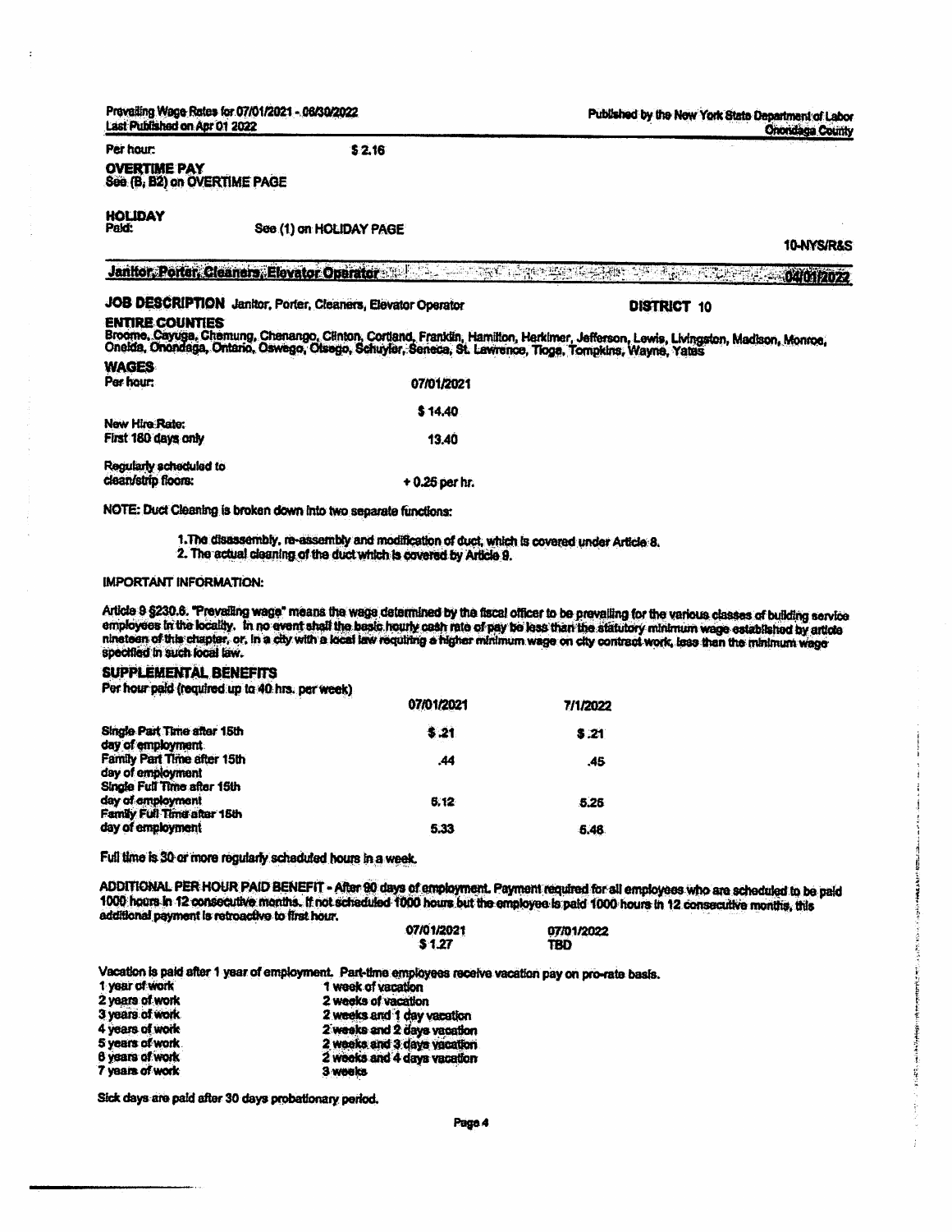Per hour: $ 2.16

**OVERTIME PAY**
See (B, B2) on OVERTIME PAGE

**HOLIDAY**
Paid: See (1) on HOLIDAY PAGE

10-NYS/R&S

## Janitor, Porter, Cleaners, Elevator Operator 04/01/2022

**JOB DESCRIPTION** Janitor, Porter, Cleaners, Elevator Operator **DISTRICT 10**

**ENTIRE COUNTIES**
Broome, Cayuga, Chemung, Chenango, Clinton, Cortland, Franklin, Hamilton, Herkimer, Jefferson, Lewis, Livingston, Madison, Monroe, Oneida, Onondaga, Ontario, Oswego, Otsego, Schuyler, Seneca, St. Lawrence, Tioga, Tompkins, Wayne, Yates

**WAGES**

| Per hour: | 07/01/2021 |
|---|---|
| | $ 14.40 |
| New Hire Rate: First 180 days only | 13.40 |
| Regularly scheduled to clean/strip floors: | + 0.25 per hr. |

NOTE: Duct Cleaning is broken down into two separate functions:

1. The disassembly, re-assembly and modification of duct, which is covered under Article 8.
2. The actual cleaning of the duct which is covered by Article 9.

IMPORTANT INFORMATION:

Article 9 §230.6. "Prevailing wage" means the wage determined by the fiscal officer to be prevailing for the various classes of building service employees in the locality. In no event shall the basic hourly cash rate of pay be less than the statutory minimum wage established by article nineteen of this chapter, or, in a city with a local law requiring a higher minimum wage on city contract work, less than the minimum wage specified in such local law.

**SUPPLEMENTAL BENEFITS**
Per hour paid (required up to 40 hrs. per week)

| | 07/01/2021 | 7/1/2022 |
|---|---|---|
| Single Part Time after 15th day of employment | $ .21 | $ .21 |
| Family Part Time after 15th day of employment | .44 | .45 |
| Single Full Time after 15th day of employment | 5.12 | 5.25 |
| Family Full Time after 15th day of employment | 5.33 | 5.46 |

Full time is 30 or more regularly scheduled hours in a week.

ADDITIONAL PER HOUR PAID BENEFIT - After 90 days of employment. Payment required for all employees who are scheduled to be paid 1000 hours in 12 consecutive months. If not scheduled 1000 hours but the employee is paid 1000 hours in 12 consecutive months, this additional payment is retroactive to first hour.

| 07/01/2021 | 07/01/2022 |
|---|---|
| $ 1.27 | TBD |

Vacation is paid after 1 year of employment. Part-time employees receive vacation pay on pro-rate basis.

| | |
|---|---|
| 1 year of work | 1 week of vacation |
| 2 years of work | 2 weeks of vacation |
| 3 years of work | 2 weeks and 1 day vacation |
| 4 years of work | 2 weeks and 2 days vacation |
| 5 years of work | 2 weeks and 3 days vacation |
| 6 years of work | 2 weeks and 4 days vacation |
| 7 years of work | 3 weeks |

Sick days are paid after 30 days probationary period.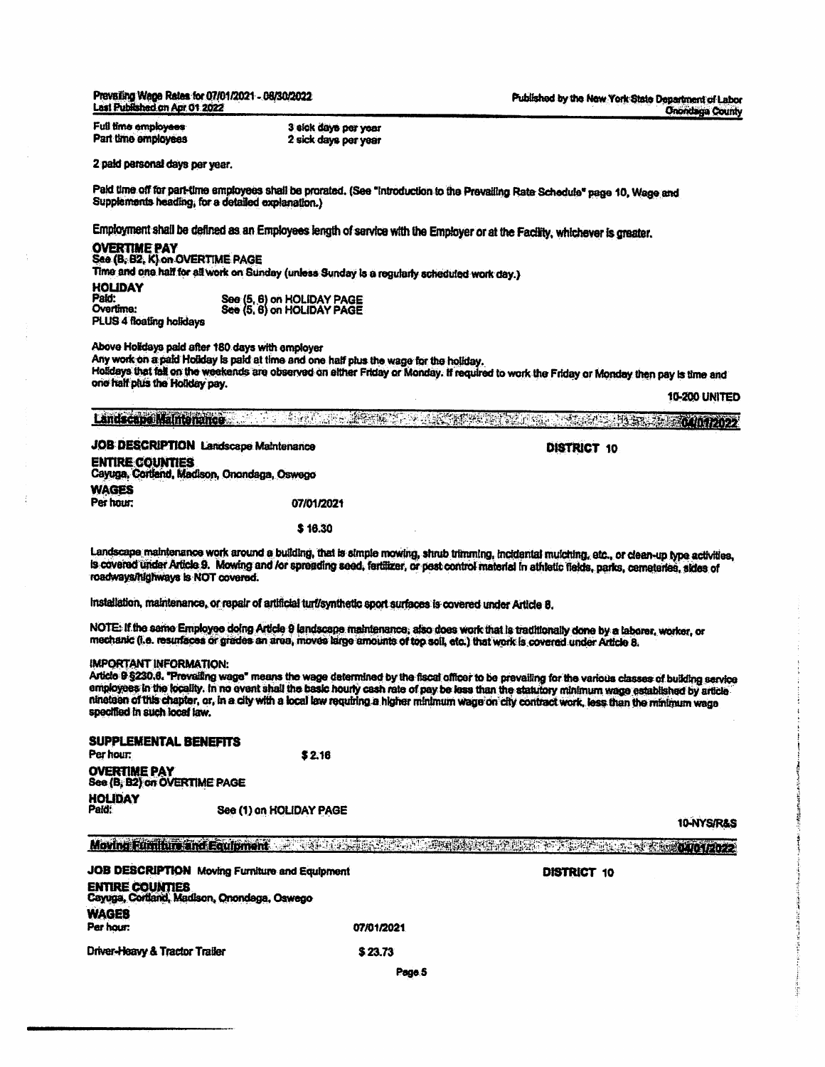| | |
|---|---|
| Full time employees | 3 sick days per year |
| Part time employees | 2 sick days per year |

2 paid personal days per year.

Paid time off for part-time employees shall be prorated. (See "Introduction to the Prevailing Rate Schedule" page 10, Wage and Supplements heading, for a detailed explanation.)

Employment shall be defined as an Employees length of service with the Employer or at the Facility, whichever is greater.

**OVERTIME PAY**
See (B, B2, K) on OVERTIME PAGE
Time and one half for all work on Sunday (unless Sunday is a regularly scheduled work day.)

**HOLIDAY**

| | |
|---|---|
| Paid: | See (5, 6) on HOLIDAY PAGE |
| Overtime: | See (5, 6) on HOLIDAY PAGE |

PLUS 4 floating holidays

Above Holidays paid after 180 days with employer
Any work on a paid Holiday is paid at time and one half plus the wage for the holiday.
Holidays that fall on the weekends are observed on either Friday or Monday. If required to work the Friday or Monday then pay is time and one half plus the Holiday pay.

10-200 UNITED

## Landscape Maintenance — 04/01/2022

**JOB DESCRIPTION** Landscape Maintenance — **DISTRICT** 10

**ENTIRE COUNTIES**
Cayuga, Cortland, Madison, Onondaga, Oswego

**WAGES**

| Per hour: | 07/01/2021 |
|---|---|
| | $ 16.30 |

Landscape maintenance work around a building, that is simple mowing, shrub trimming, incidental mulching, etc., or clean-up type activities, is covered under Article 9. Mowing and /or spreading seed, fertilizer, or pest control material in athletic fields, parks, cemeteries, sides of roadways/highways is NOT covered.

Installation, maintenance, or repair of artificial turf/synthetic sport surfaces is covered under Article 8.

NOTE: If the same Employee doing Article 9 landscape maintenance, also does work that is traditionally done by a laborer, worker, or mechanic (i.e. resurfaces or grades an area, moves large amounts of top soil, etc.) that work is covered under Article 8.

IMPORTANT INFORMATION:
Article 9 §230.6. "Prevailing wage" means the wage determined by the fiscal officer to be prevailing for the various classes of building service employees in the locality. In no event shall the basic hourly cash rate of pay be less than the statutory minimum wage established by article nineteen of this chapter, or, in a city with a local law requiring a higher minimum wage on city contract work, less than the minimum wage specified in such local law.

**SUPPLEMENTAL BENEFITS**

| Per hour: | $ 2.16 |
|---|---|

**OVERTIME PAY**
See (B, B2) on OVERTIME PAGE

**HOLIDAY**

| Paid: | See (1) on HOLIDAY PAGE |
|---|---|

10-NYS/R&S

## Moving Furniture and Equipment — 04/01/2022

**JOB DESCRIPTION** Moving Furniture and Equipment — **DISTRICT** 10

**ENTIRE COUNTIES**
Cayuga, Cortland, Madison, Onondaga, Oswego

**WAGES**

| Per hour: | 07/01/2021 |
|---|---|
| Driver-Heavy & Tractor Trailer | $ 23.73 |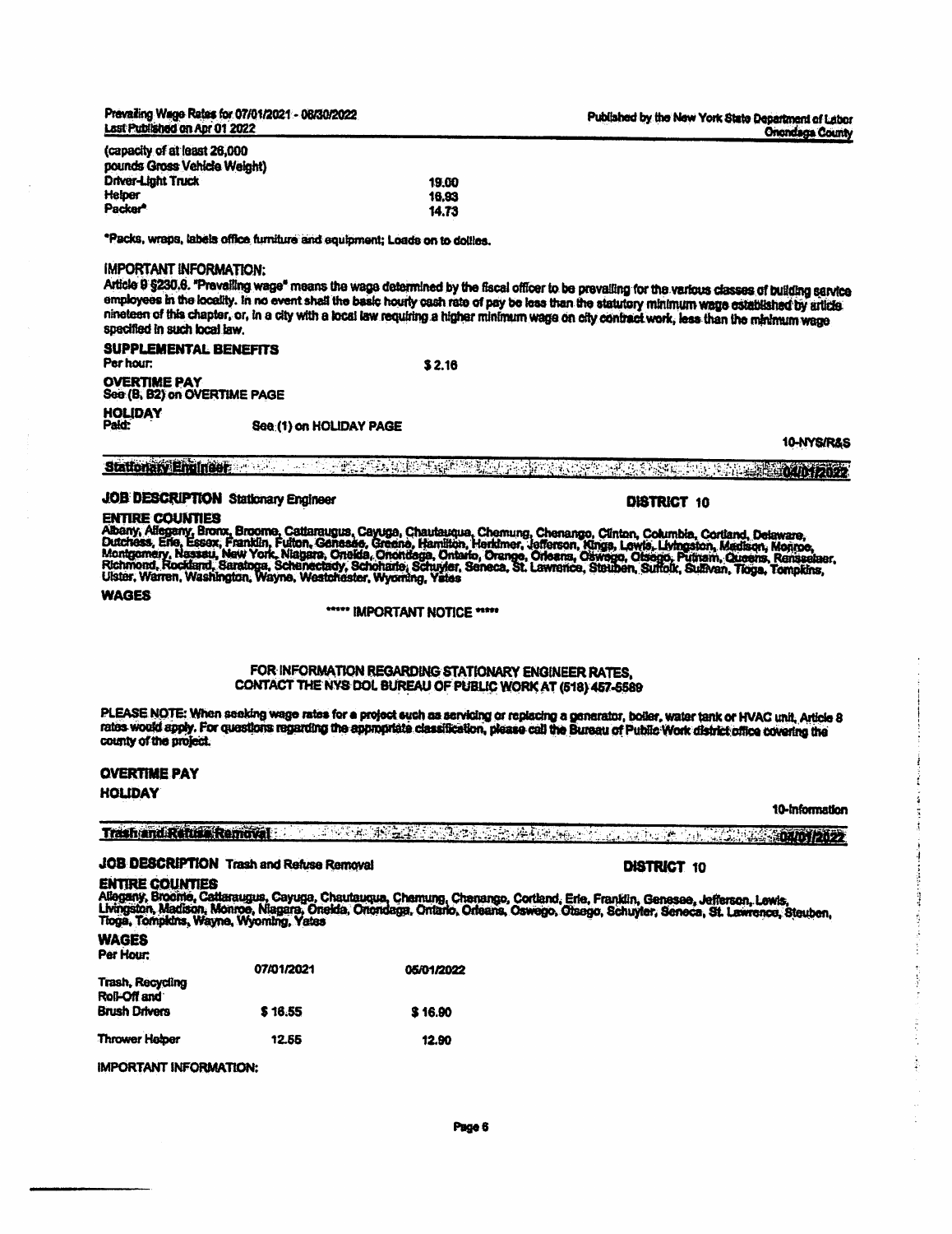(capacity of at least 26,000 pounds Gross Vehicle Weight)

| | |
|---|---|
| Driver-Light Truck | 19.00 |
| Helper | 16.93 |
| Packer* | 14.73 |

*Packs, wraps, labels office furniture and equipment; Loads on to dollies.

IMPORTANT INFORMATION:

Article 9 §230.6. "Prevailing wage" means the wage determined by the fiscal officer to be prevailing for the various classes of building service employees in the locality. In no event shall the basic hourly cash rate of pay be less than the statutory minimum wage established by article nineteen of this chapter, or, in a city with a local law requiring a higher minimum wage on city contract work, less than the minimum wage specified in such local law.

**SUPPLEMENTAL BENEFITS**

Per hour: $2.16

**OVERTIME PAY**

See (B, B2) on OVERTIME PAGE

**HOLIDAY**

Paid: See (1) on HOLIDAY PAGE

10-NYS/R&S

## Stationary Engineer 04/01/2022

**JOB DESCRIPTION** Stationary Engineer **DISTRICT 10**

**ENTIRE COUNTIES**

Albany, Allegany, Bronx, Broome, Cattaraugus, Cayuga, Chautauqua, Chemung, Chenango, Clinton, Columbia, Cortland, Delaware, Dutchess, Erie, Essex, Franklin, Fulton, Genesee, Greene, Hamilton, Herkimer, Jefferson, Kings, Lewis, Livingston, Madison, Monroe, Montgomery, Nassau, New York, Niagara, Oneida, Onondaga, Ontario, Orange, Orleans, Oswego, Otsego, Putnam, Queens, Rensselaer, Richmond, Rockland, Saratoga, Schenectady, Schoharie, Schuyler, Seneca, St. Lawrence, Steuben, Suffolk, Sullivan, Tioga, Tompkins, Ulster, Warren, Washington, Wayne, Westchester, Wyoming, Yates

**WAGES**

***** IMPORTANT NOTICE *****

FOR INFORMATION REGARDING STATIONARY ENGINEER RATES, CONTACT THE NYS DOL BUREAU OF PUBLIC WORK AT (518) 457-5589

PLEASE NOTE: When seeking wage rates for a project such as servicing or replacing a generator, boiler, water tank or HVAC unit, Article 8 rates would apply. For questions regarding the appropriate classification, please call the Bureau of Public Work district office covering the county of the project.

**OVERTIME PAY**

**HOLIDAY**

10-Information

## Trash and Refuse Removal 04/01/2022

**JOB DESCRIPTION** Trash and Refuse Removal **DISTRICT 10**

**ENTIRE COUNTIES**

Allegany, Broome, Cattaraugus, Cayuga, Chautauqua, Chemung, Chenango, Cortland, Erie, Franklin, Genesee, Jefferson, Lewis, Livingston, Madison, Monroe, Niagara, Oneida, Onondaga, Ontario, Orleans, Oswego, Otsego, Schuyler, Seneca, St. Lawrence, Steuben, Tioga, Tompkins, Wayne, Wyoming, Yates

**WAGES**

Per Hour:

| | 07/01/2021 | 05/01/2022 |
|---|---|---|
| Trash, Recycling Roll-Off and Brush Drivers | $ 16.55 | $ 16.90 |
| Thrower Helper | 12.55 | 12.90 |

IMPORTANT INFORMATION: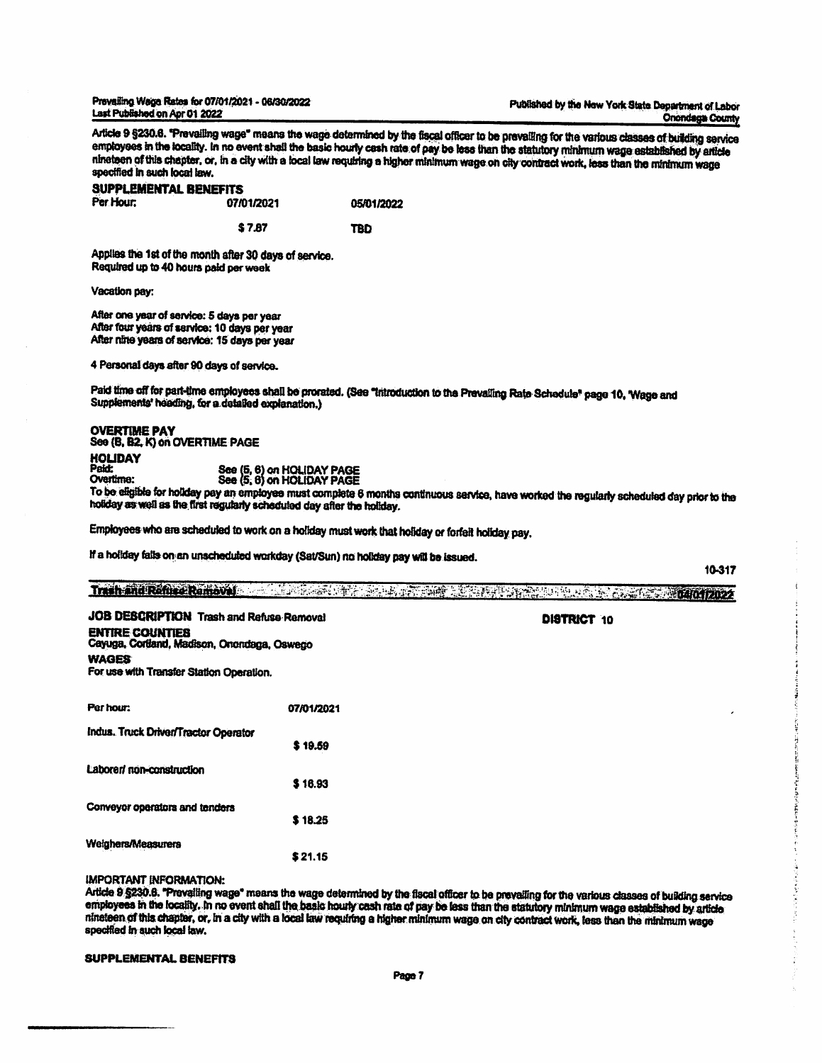Article 9 §230.6. "Prevailing wage" means the wage determined by the fiscal officer to be prevailing for the various classes of building service employees in the locality. In no event shall the basic hourly cash rate of pay be less than the statutory minimum wage established by article nineteen of this chapter, or, in a city with a local law requiring a higher minimum wage on city contract work, less than the minimum wage specified in such local law.

**SUPPLEMENTAL BENEFITS**

| Per Hour: | 07/01/2021 | 05/01/2022 |
|---|---|---|
| | $ 7.87 | TBD |

Applies the 1st of the month after 30 days of service.
Required up to 40 hours paid per week

Vacation pay:

After one year of service: 5 days per year
After four years of service: 10 days per year
After nine years of service: 15 days per year

4 Personal days after 90 days of service.

Paid time off for part-time employees shall be prorated. (See "Introduction to the Prevailing Rate Schedule" page 10, 'Wage and Supplements' heading, for a detailed explanation.)

**OVERTIME PAY**
See (B, B2, K) on OVERTIME PAGE

**HOLIDAY**
Paid: See (5, 6) on HOLIDAY PAGE
Overtime: See (5, 6) on HOLIDAY PAGE
To be eligible for holiday pay an employee must complete 6 months continuous service, have worked the regularly scheduled day prior to the holiday as well as the first regularly scheduled day after the holiday.

Employees who are scheduled to work on a holiday must work that holiday or forfeit holiday pay.

If a holiday falls on an unscheduled workday (Sat/Sun) no holiday pay will be issued.

10-317

## Trash and Refuse Removal 04/01/2022

**JOB DESCRIPTION** Trash and Refuse Removal **DISTRICT** 10

**ENTIRE COUNTIES**
Cayuga, Cortland, Madison, Onondaga, Oswego

**WAGES**
For use with Transfer Station Operation.

| Per hour: | 07/01/2021 |
|---|---|
| Indus. Truck Driver/Tractor Operator | $ 19.59 |
| Laborer/ non-construction | $ 16.93 |
| Conveyor operators and tenders | $ 18.25 |
| Weighers/Measurers | $ 21.15 |

IMPORTANT INFORMATION:
Article 9 §230.6. "Prevailing wage" means the wage determined by the fiscal officer to be prevailing for the various classes of building service employees in the locality. In no event shall the basic hourly cash rate of pay be less than the statutory minimum wage established by article nineteen of this chapter, or, in a city with a local law requiring a higher minimum wage on city contract work, less than the minimum wage specified in such local law.

**SUPPLEMENTAL BENEFITS**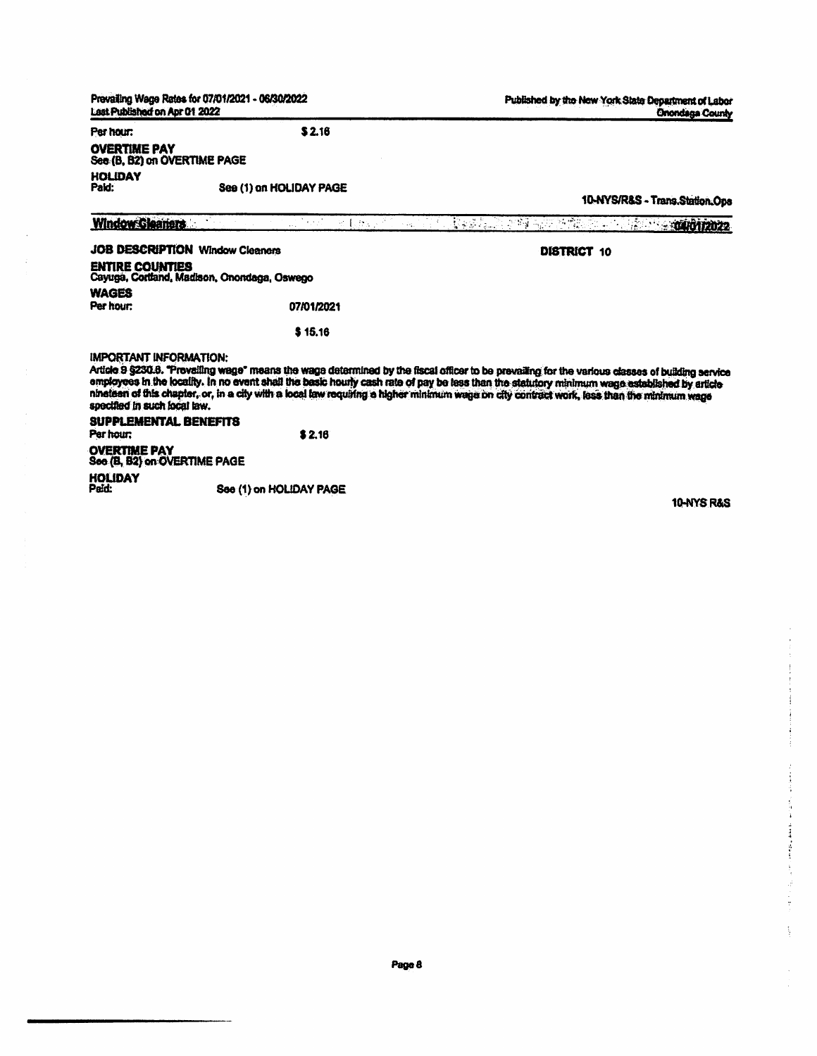Per hour: $ 2.16

**OVERTIME PAY**
See (B, B2) on OVERTIME PAGE

**HOLIDAY**
Paid: See (1) on HOLIDAY PAGE

10-NYS/R&S - Trans.Station.Ops

## Window Cleaners 04/01/2022

**JOB DESCRIPTION** Window Cleaners

**DISTRICT** 10

**ENTIRE COUNTIES**
Cayuga, Cortland, Madison, Onondaga, Oswego

**WAGES**

Per hour: 07/01/2021

$ 15.16

IMPORTANT INFORMATION:
Article 9 §230.8. "Prevailing wage" means the wage determined by the fiscal officer to be prevailing for the various classes of building service employees in the locality. In no event shall the basic hourly cash rate of pay be less than the statutory minimum wage established by article nineteen of this chapter, or, in a city with a local law requiring a higher minimum wage on city contract work, less than the minimum wage specified in such local law.

**SUPPLEMENTAL BENEFITS**
Per hour: $ 2.16

**OVERTIME PAY**
See (B, B2) on OVERTIME PAGE

**HOLIDAY**
Paid: See (1) on HOLIDAY PAGE

10-NYS R&S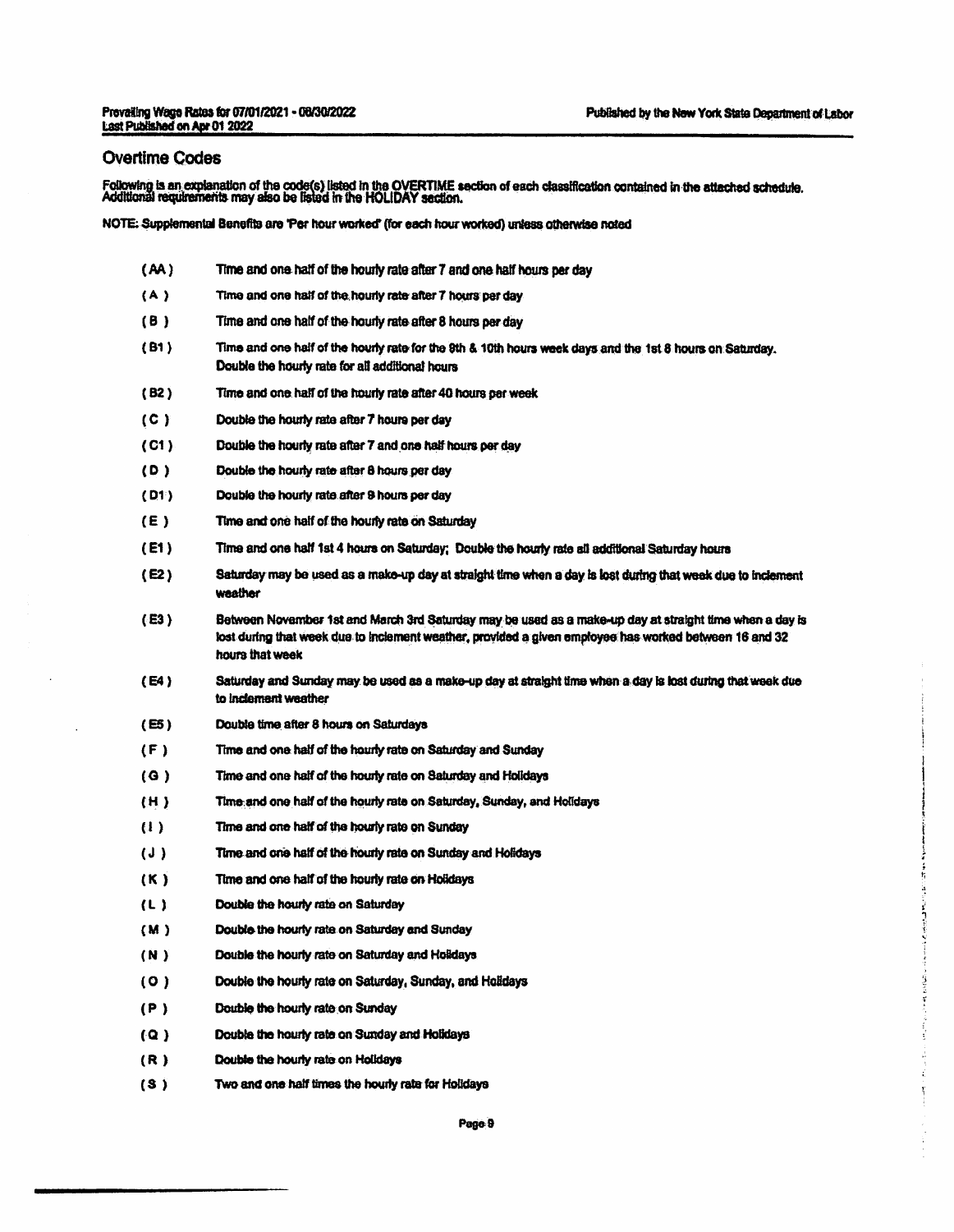## Overtime Codes

Following is an explanation of the code(s) listed in the OVERTIME section of each classification contained in the attached schedule. Additional requirements may also be listed in the HOLIDAY section.

NOTE: Supplemental Benefits are 'Per hour worked' (for each hour worked) unless otherwise noted

| Code | Description |
|---|---|
| ( AA ) | Time and one half of the hourly rate after 7 and one half hours per day |
| ( A ) | Time and one half of the hourly rate after 7 hours per day |
| ( B ) | Time and one half of the hourly rate after 8 hours per day |
| ( B1 ) | Time and one half of the hourly rate for the 9th & 10th hours week days and the 1st 8 hours on Saturday. Double the hourly rate for all additional hours |
| ( B2 ) | Time and one half of the hourly rate after 40 hours per week |
| ( C ) | Double the hourly rate after 7 hours per day |
| ( C1 ) | Double the hourly rate after 7 and one half hours per day |
| ( D ) | Double the hourly rate after 8 hours per day |
| ( D1 ) | Double the hourly rate after 9 hours per day |
| ( E ) | Time and one half of the hourly rate on Saturday |
| ( E1 ) | Time and one half 1st 4 hours on Saturday; Double the hourly rate all additional Saturday hours |
| ( E2 ) | Saturday may be used as a make-up day at straight time when a day is lost during that week due to inclement weather |
| ( E3 ) | Between November 1st and March 3rd Saturday may be used as a make-up day at straight time when a day is lost during that week due to inclement weather, provided a given employee has worked between 16 and 32 hours that week |
| ( E4 ) | Saturday and Sunday may be used as a make-up day at straight time when a day is lost during that week due to inclement weather |
| ( E5 ) | Double time after 8 hours on Saturdays |
| ( F ) | Time and one half of the hourly rate on Saturday and Sunday |
| ( G ) | Time and one half of the hourly rate on Saturday and Holidays |
| ( H ) | Time and one half of the hourly rate on Saturday, Sunday, and Holidays |
| ( I ) | Time and one half of the hourly rate on Sunday |
| ( J ) | Time and one half of the hourly rate on Sunday and Holidays |
| ( K ) | Time and one half of the hourly rate on Holidays |
| ( L ) | Double the hourly rate on Saturday |
| ( M ) | Double the hourly rate on Saturday and Sunday |
| ( N ) | Double the hourly rate on Saturday and Holidays |
| ( O ) | Double the hourly rate on Saturday, Sunday, and Holidays |
| ( P ) | Double the hourly rate on Sunday |
| ( Q ) | Double the hourly rate on Sunday and Holidays |
| ( R ) | Double the hourly rate on Holidays |
| ( S ) | Two and one half times the hourly rate for Holidays |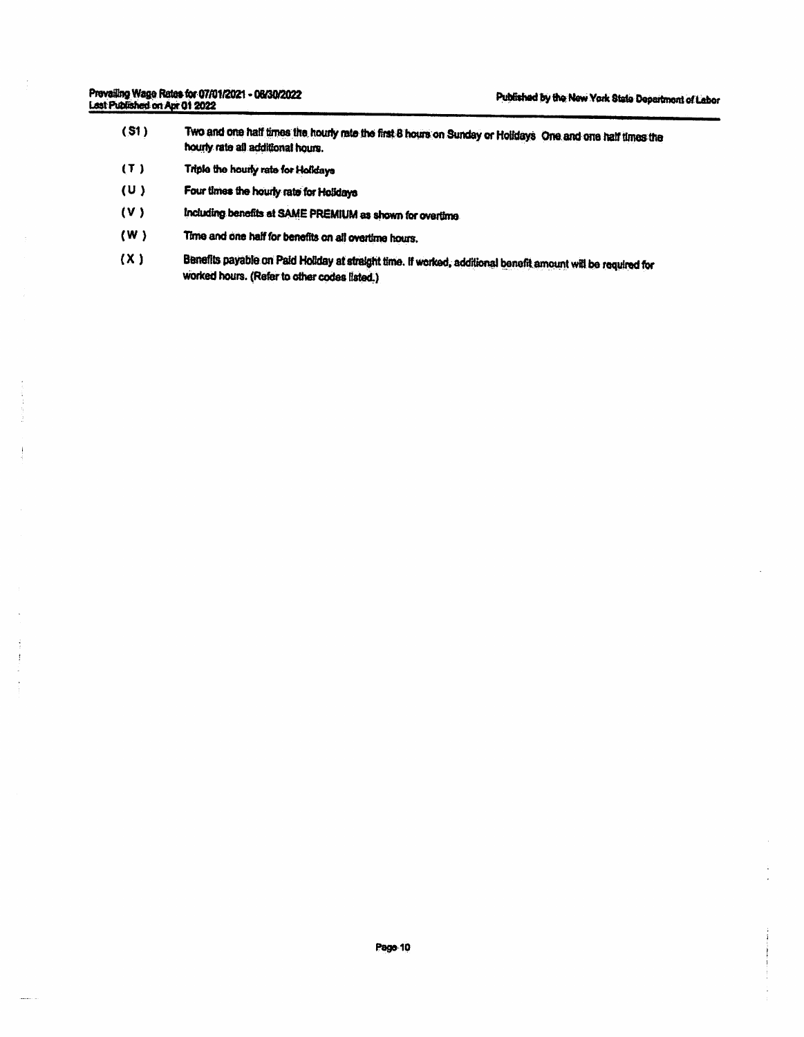| | |
|---|---|
| ( S1 ) | Two and one half times the hourly rate the first 8 hours on Sunday or Holidays One and one half times the hourly rate all additional hours. |
| ( T ) | Triple the hourly rate for Holidays |
| ( U ) | Four times the hourly rate for Holidays |
| ( V ) | Including benefits at SAME PREMIUM as shown for overtime |
| ( W ) | Time and one half for benefits on all overtime hours. |
| ( X ) | Benefits payable on Paid Holiday at straight time. If worked, additional benefit amount will be required for worked hours. (Refer to other codes listed.) |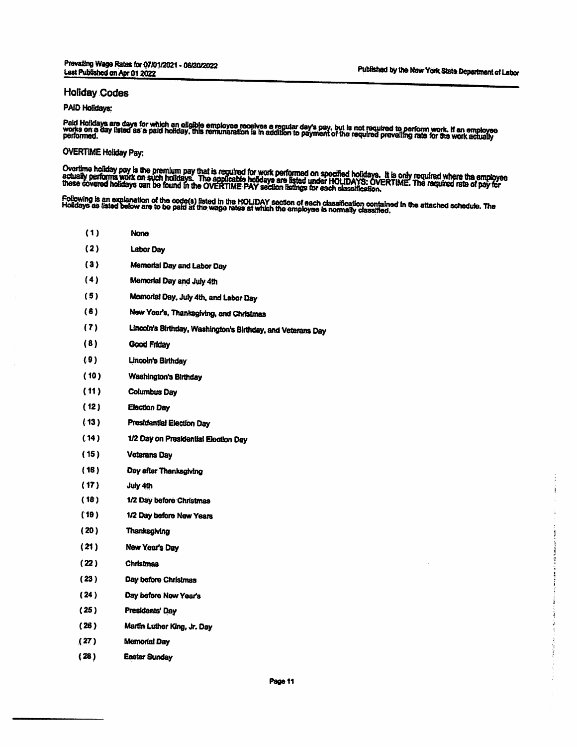## Holiday Codes

### PAID Holidays:

Paid Holidays are days for which an eligible employee receives a regular day's pay, but is not required to perform work. If an employee works on a day listed as a paid holiday, this remuneration is in addition to payment of the required prevailing rate for the work actually performed.

### OVERTIME Holiday Pay:

Overtime holiday pay is the premium pay that is required for work performed on specified holidays. It is only required where the employee actually performs work on such holidays. The applicable holidays are listed under HOLIDAYS: OVERTIME. The required rate of pay for these covered holidays can be found in the OVERTIME PAY section listings for each classification.

Following is an explanation of the code(s) listed in the HOLIDAY section of each classification contained in the attached schedule. The Holidays as listed below are to be paid at the wage rates at which the employee is normally classified.

| Code | Holiday |
|---|---|
| ( 1 ) | None |
| ( 2 ) | Labor Day |
| ( 3 ) | Memorial Day and Labor Day |
| ( 4 ) | Memorial Day and July 4th |
| ( 5 ) | Memorial Day, July 4th, and Labor Day |
| ( 6 ) | New Year's, Thanksgiving, and Christmas |
| ( 7 ) | Lincoln's Birthday, Washington's Birthday, and Veterans Day |
| ( 8 ) | Good Friday |
| ( 9 ) | Lincoln's Birthday |
| ( 10 ) | Washington's Birthday |
| ( 11 ) | Columbus Day |
| ( 12 ) | Election Day |
| ( 13 ) | Presidential Election Day |
| ( 14 ) | 1/2 Day on Presidential Election Day |
| ( 15 ) | Veterans Day |
| ( 16 ) | Day after Thanksgiving |
| ( 17 ) | July 4th |
| ( 18 ) | 1/2 Day before Christmas |
| ( 19 ) | 1/2 Day before New Years |
| ( 20 ) | Thanksgiving |
| ( 21 ) | New Year's Day |
| ( 22 ) | Christmas |
| ( 23 ) | Day before Christmas |
| ( 24 ) | Day before New Year's |
| ( 25 ) | Presidents' Day |
| ( 26 ) | Martin Luther King, Jr. Day |
| ( 27 ) | Memorial Day |
| ( 28 ) | Easter Sunday |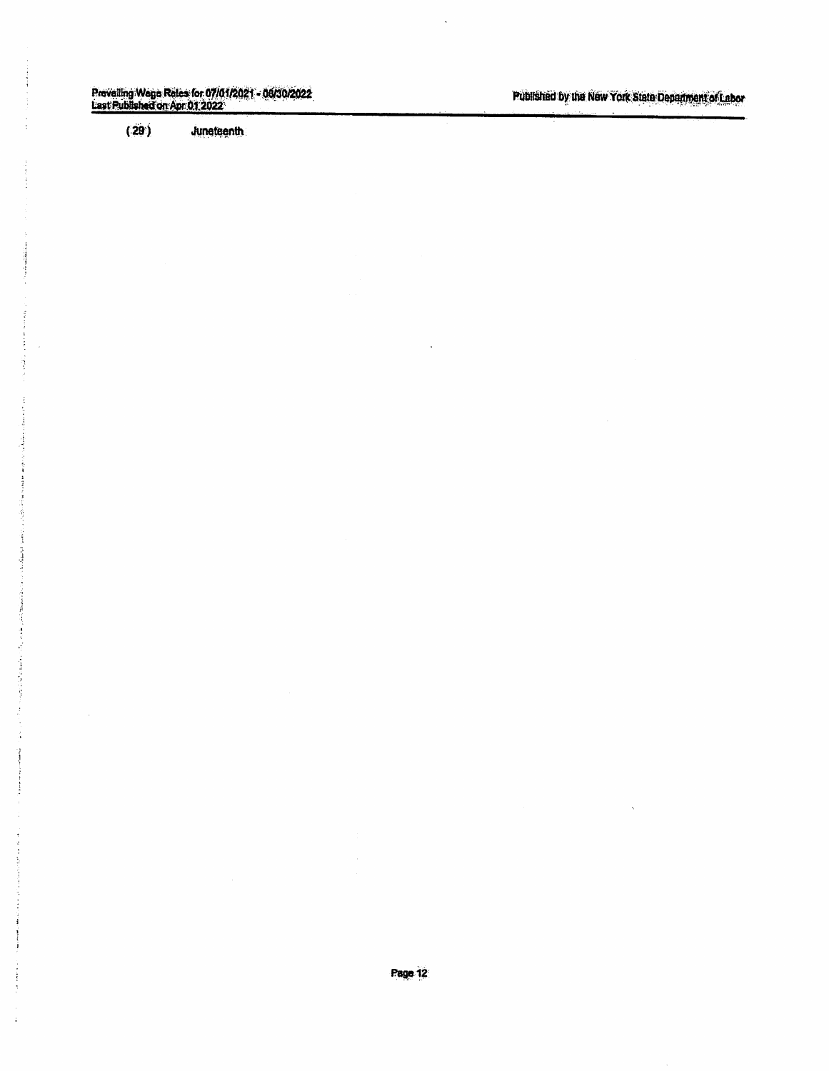( 29 ) Juneteenth